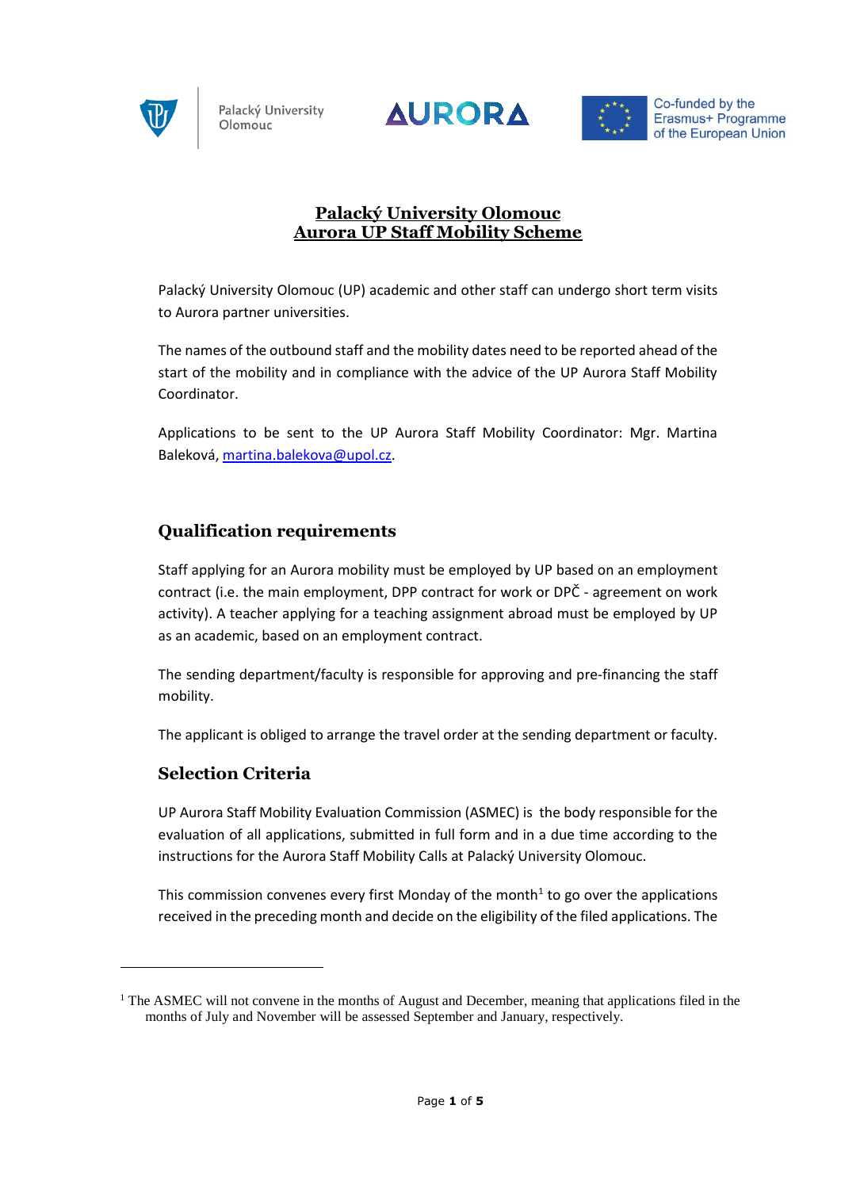Palacký University Olomouc

AURORA

Co-funded by the Erasmus+ Programme of the European Union

# Palacký University Olomouc
# Aurora UP Staff Mobility Scheme

Palacký University Olomouc (UP) academic and other staff can undergo short term visits to Aurora partner universities.

The names of the outbound staff and the mobility dates need to be reported ahead of the start of the mobility and in compliance with the advice of the UP Aurora Staff Mobility Coordinator.

Applications to be sent to the UP Aurora Staff Mobility Coordinator: Mgr. Martina Baleková, martina.balekova@upol.cz.

## Qualification requirements

Staff applying for an Aurora mobility must be employed by UP based on an employment contract (i.e. the main employment, DPP contract for work or DPČ - agreement on work activity). A teacher applying for a teaching assignment abroad must be employed by UP as an academic, based on an employment contract.

The sending department/faculty is responsible for approving and pre-financing the staff mobility.

The applicant is obliged to arrange the travel order at the sending department or faculty.

## Selection Criteria

UP Aurora Staff Mobility Evaluation Commission (ASMEC) is the body responsible for the evaluation of all applications, submitted in full form and in a due time according to the instructions for the Aurora Staff Mobility Calls at Palacký University Olomouc.

This commission convenes every first Monday of the month[1] to go over the applications received in the preceding month and decide on the eligibility of the filed applications. The

[1] The ASMEC will not convene in the months of August and December, meaning that applications filed in the months of July and November will be assessed September and January, respectively.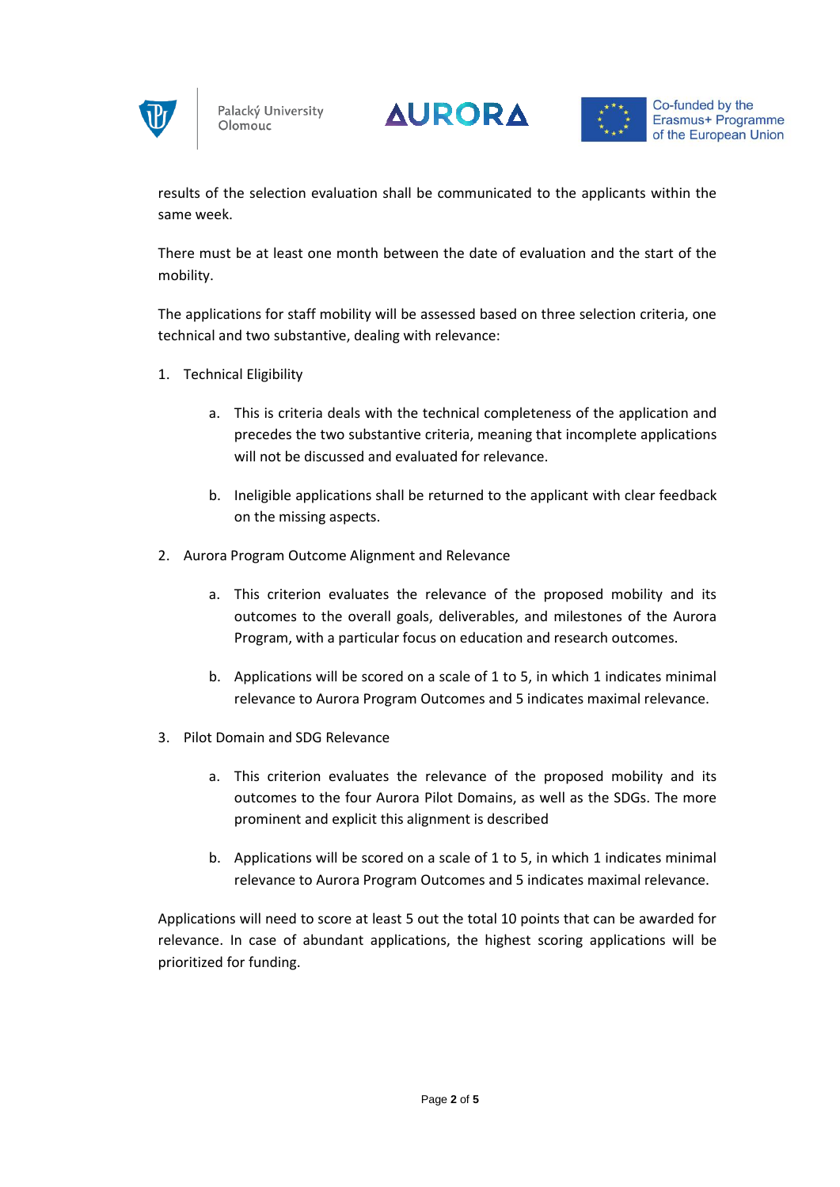results of the selection evaluation shall be communicated to the applicants within the same week.

There must be at least one month between the date of evaluation and the start of the mobility.

The applications for staff mobility will be assessed based on three selection criteria, one technical and two substantive, dealing with relevance:

1. Technical Eligibility

    a. This is criteria deals with the technical completeness of the application and precedes the two substantive criteria, meaning that incomplete applications will not be discussed and evaluated for relevance.

    b. Ineligible applications shall be returned to the applicant with clear feedback on the missing aspects.

2. Aurora Program Outcome Alignment and Relevance

    a. This criterion evaluates the relevance of the proposed mobility and its outcomes to the overall goals, deliverables, and milestones of the Aurora Program, with a particular focus on education and research outcomes.

    b. Applications will be scored on a scale of 1 to 5, in which 1 indicates minimal relevance to Aurora Program Outcomes and 5 indicates maximal relevance.

3. Pilot Domain and SDG Relevance

    a. This criterion evaluates the relevance of the proposed mobility and its outcomes to the four Aurora Pilot Domains, as well as the SDGs. The more prominent and explicit this alignment is described

    b. Applications will be scored on a scale of 1 to 5, in which 1 indicates minimal relevance to Aurora Program Outcomes and 5 indicates maximal relevance.

Applications will need to score at least 5 out the total 10 points that can be awarded for relevance. In case of abundant applications, the highest scoring applications will be prioritized for funding.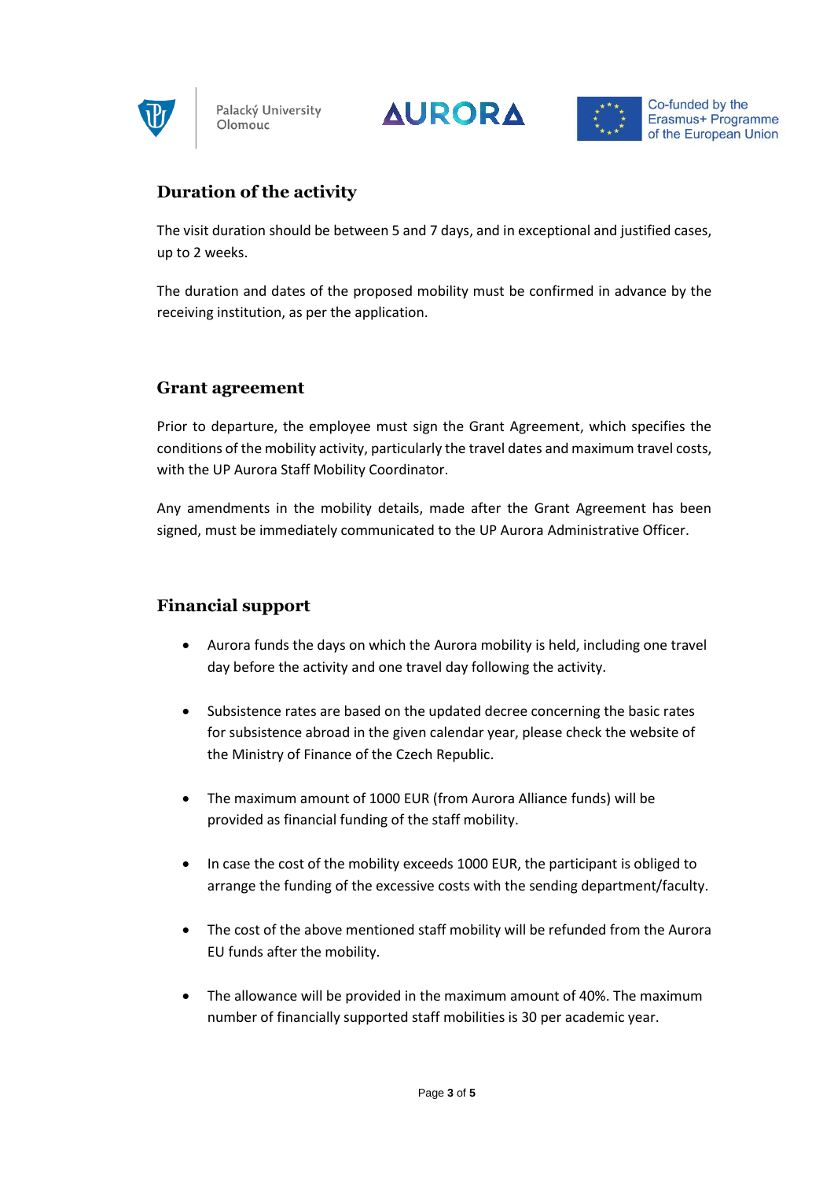## Duration of the activity

The visit duration should be between 5 and 7 days, and in exceptional and justified cases, up to 2 weeks.

The duration and dates of the proposed mobility must be confirmed in advance by the receiving institution, as per the application.

## Grant agreement

Prior to departure, the employee must sign the Grant Agreement, which specifies the conditions of the mobility activity, particularly the travel dates and maximum travel costs, with the UP Aurora Staff Mobility Coordinator.

Any amendments in the mobility details, made after the Grant Agreement has been signed, must be immediately communicated to the UP Aurora Administrative Officer.

## Financial support

- Aurora funds the days on which the Aurora mobility is held, including one travel day before the activity and one travel day following the activity.
- Subsistence rates are based on the updated decree concerning the basic rates for subsistence abroad in the given calendar year, please check the website of the Ministry of Finance of the Czech Republic.
- The maximum amount of 1000 EUR (from Aurora Alliance funds) will be provided as financial funding of the staff mobility.
- In case the cost of the mobility exceeds 1000 EUR, the participant is obliged to arrange the funding of the excessive costs with the sending department/faculty.
- The cost of the above mentioned staff mobility will be refunded from the Aurora EU funds after the mobility.
- The allowance will be provided in the maximum amount of 40%. The maximum number of financially supported staff mobilities is 30 per academic year.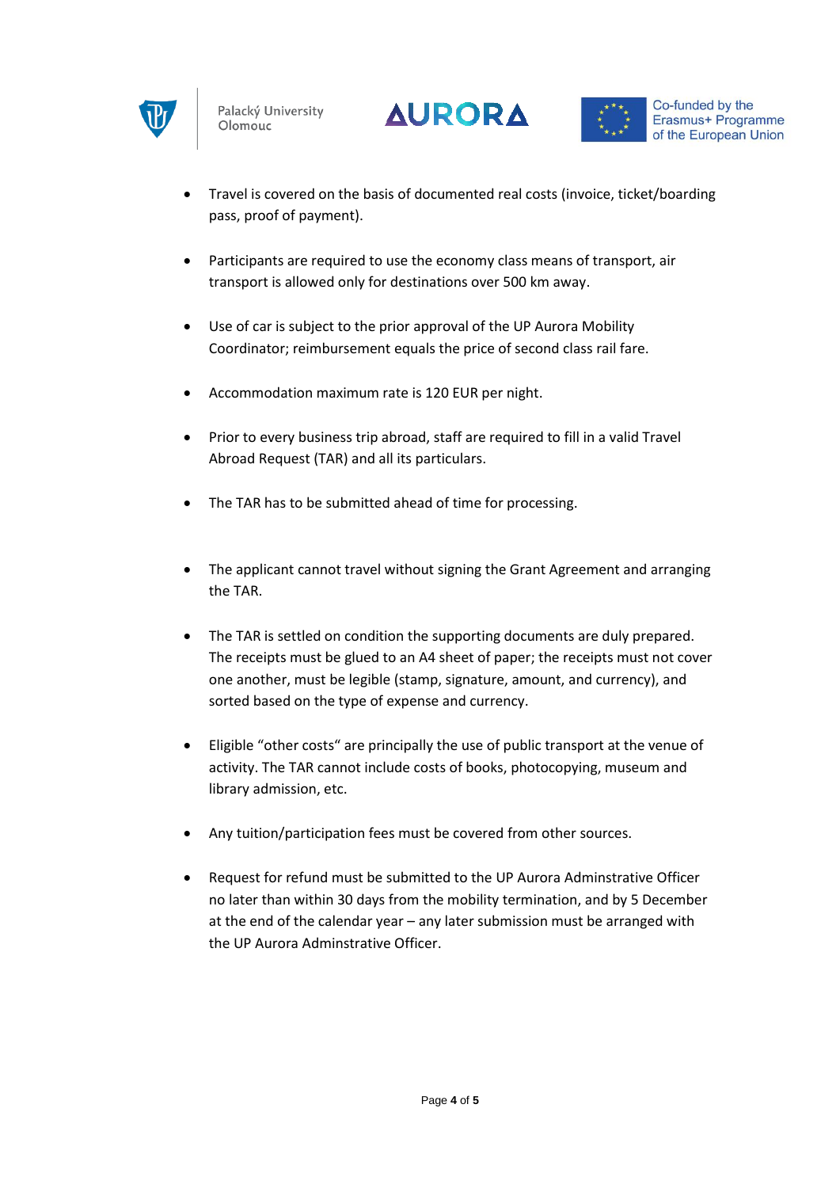- Travel is covered on the basis of documented real costs (invoice, ticket/boarding pass, proof of payment).

- Participants are required to use the economy class means of transport, air transport is allowed only for destinations over 500 km away.

- Use of car is subject to the prior approval of the UP Aurora Mobility Coordinator; reimbursement equals the price of second class rail fare.

- Accommodation maximum rate is 120 EUR per night.

- Prior to every business trip abroad, staff are required to fill in a valid Travel Abroad Request (TAR) and all its particulars.

- The TAR has to be submitted ahead of time for processing.

- The applicant cannot travel without signing the Grant Agreement and arranging the TAR.

- The TAR is settled on condition the supporting documents are duly prepared. The receipts must be glued to an A4 sheet of paper; the receipts must not cover one another, must be legible (stamp, signature, amount, and currency), and sorted based on the type of expense and currency.

- Eligible "other costs" are principally the use of public transport at the venue of activity. The TAR cannot include costs of books, photocopying, museum and library admission, etc.

- Any tuition/participation fees must be covered from other sources.

- Request for refund must be submitted to the UP Aurora Adminstrative Officer no later than within 30 days from the mobility termination, and by 5 December at the end of the calendar year – any later submission must be arranged with the UP Aurora Adminstrative Officer.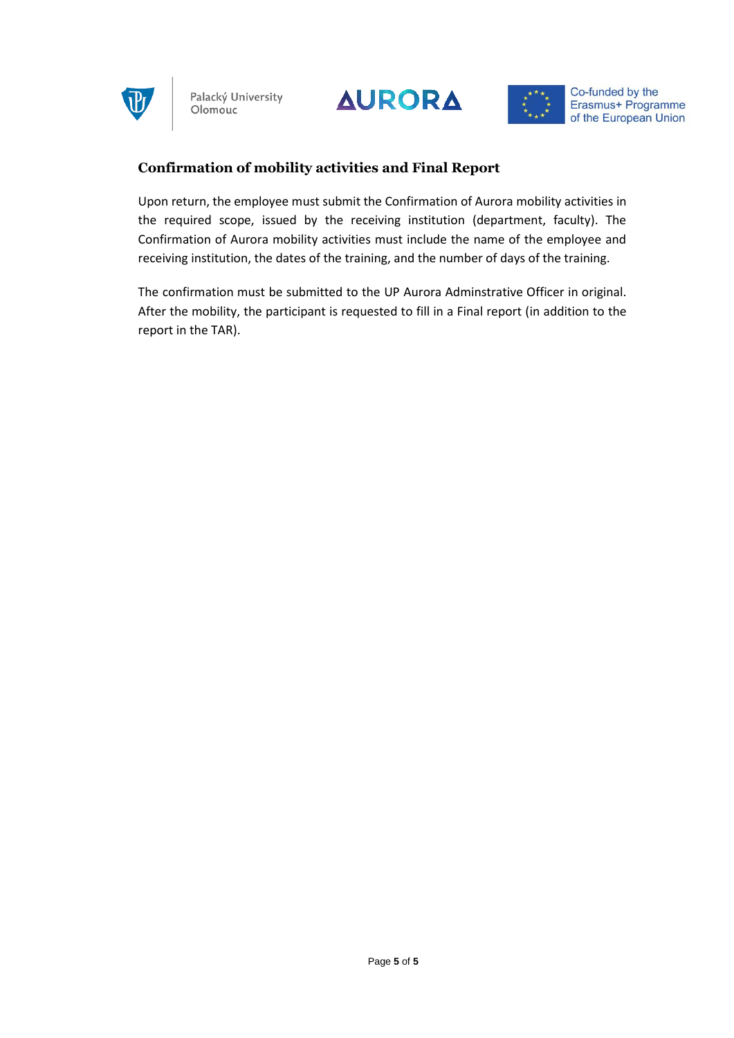## Confirmation of mobility activities and Final Report

Upon return, the employee must submit the Confirmation of Aurora mobility activities in the required scope, issued by the receiving institution (department, faculty). The Confirmation of Aurora mobility activities must include the name of the employee and receiving institution, the dates of the training, and the number of days of the training.

The confirmation must be submitted to the UP Aurora Adminstrative Officer in original. After the mobility, the participant is requested to fill in a Final report (in addition to the report in the TAR).